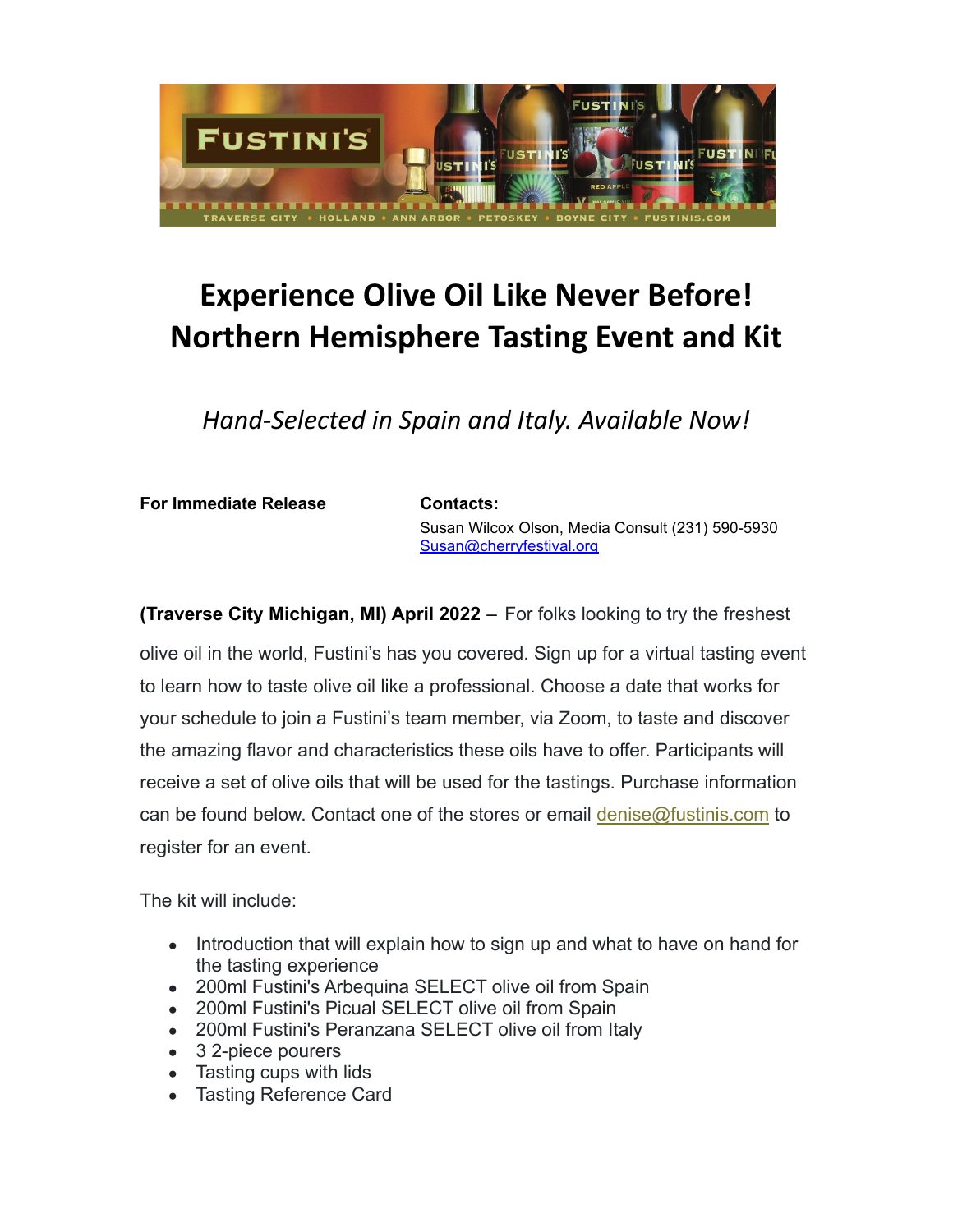# Experience Olive Oil Like Never Before!
# Northern Hemisphere Tasting Event and Kit

*Hand-Selected in Spain and Italy. Available Now!*

**For Immediate Release**

**Contacts:**
Susan Wilcox Olson, Media Consult (231) 590-5930
Susan@cherryfestival.org

**(Traverse City Michigan, MI) April 2022** – For folks looking to try the freshest olive oil in the world, Fustini's has you covered. Sign up for a virtual tasting event to learn how to taste olive oil like a professional. Choose a date that works for your schedule to join a Fustini's team member, via Zoom, to taste and discover the amazing flavor and characteristics these oils have to offer. Participants will receive a set of olive oils that will be used for the tastings. Purchase information can be found below. Contact one of the stores or email denise@fustinis.com to register for an event.

The kit will include:

- Introduction that will explain how to sign up and what to have on hand for the tasting experience
- 200ml Fustini's Arbequina SELECT olive oil from Spain
- 200ml Fustini's Picual SELECT olive oil from Spain
- 200ml Fustini's Peranzana SELECT olive oil from Italy
- 3 2-piece pourers
- Tasting cups with lids
- Tasting Reference Card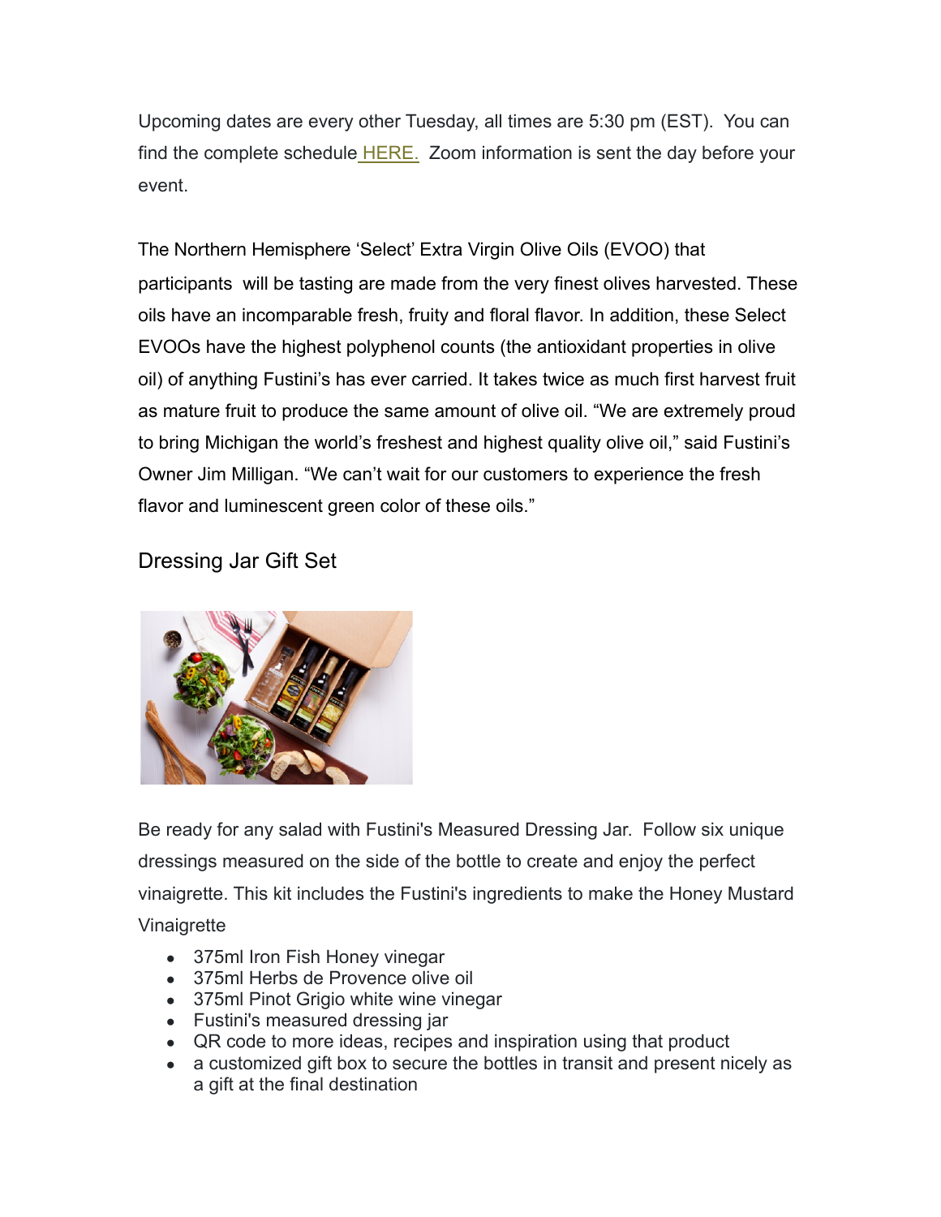Upcoming dates are every other Tuesday, all times are 5:30 pm (EST). You can find the complete schedule HERE. Zoom information is sent the day before your event.

The Northern Hemisphere 'Select' Extra Virgin Olive Oils (EVOO) that participants will be tasting are made from the very finest olives harvested. These oils have an incomparable fresh, fruity and floral flavor. In addition, these Select EVOOs have the highest polyphenol counts (the antioxidant properties in olive oil) of anything Fustini's has ever carried. It takes twice as much first harvest fruit as mature fruit to produce the same amount of olive oil. "We are extremely proud to bring Michigan the world's freshest and highest quality olive oil," said Fustini's Owner Jim Milligan. "We can't wait for our customers to experience the fresh flavor and luminescent green color of these oils."

## Dressing Jar Gift Set

Be ready for any salad with Fustini's Measured Dressing Jar. Follow six unique dressings measured on the side of the bottle to create and enjoy the perfect vinaigrette. This kit includes the Fustini's ingredients to make the Honey Mustard Vinaigrette

- 375ml Iron Fish Honey vinegar
- 375ml Herbs de Provence olive oil
- 375ml Pinot Grigio white wine vinegar
- Fustini's measured dressing jar
- QR code to more ideas, recipes and inspiration using that product
- a customized gift box to secure the bottles in transit and present nicely as a gift at the final destination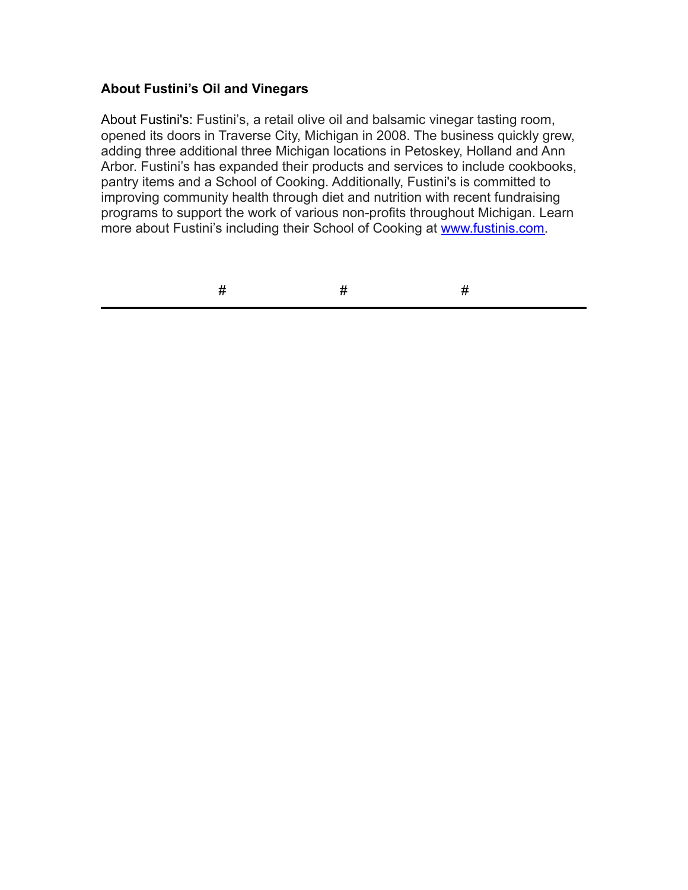**About Fustini's Oil and Vinegars**

About Fustini's: Fustini's, a retail olive oil and balsamic vinegar tasting room, opened its doors in Traverse City, Michigan in 2008. The business quickly grew, adding three additional three Michigan locations in Petoskey, Holland and Ann Arbor. Fustini's has expanded their products and services to include cookbooks, pantry items and a School of Cooking. Additionally, Fustini's is committed to improving community health through diet and nutrition with recent fundraising programs to support the work of various non-profits throughout Michigan. Learn more about Fustini's including their School of Cooking at [www.fustinis.com](http://www.fustinis.com).

# # #

---